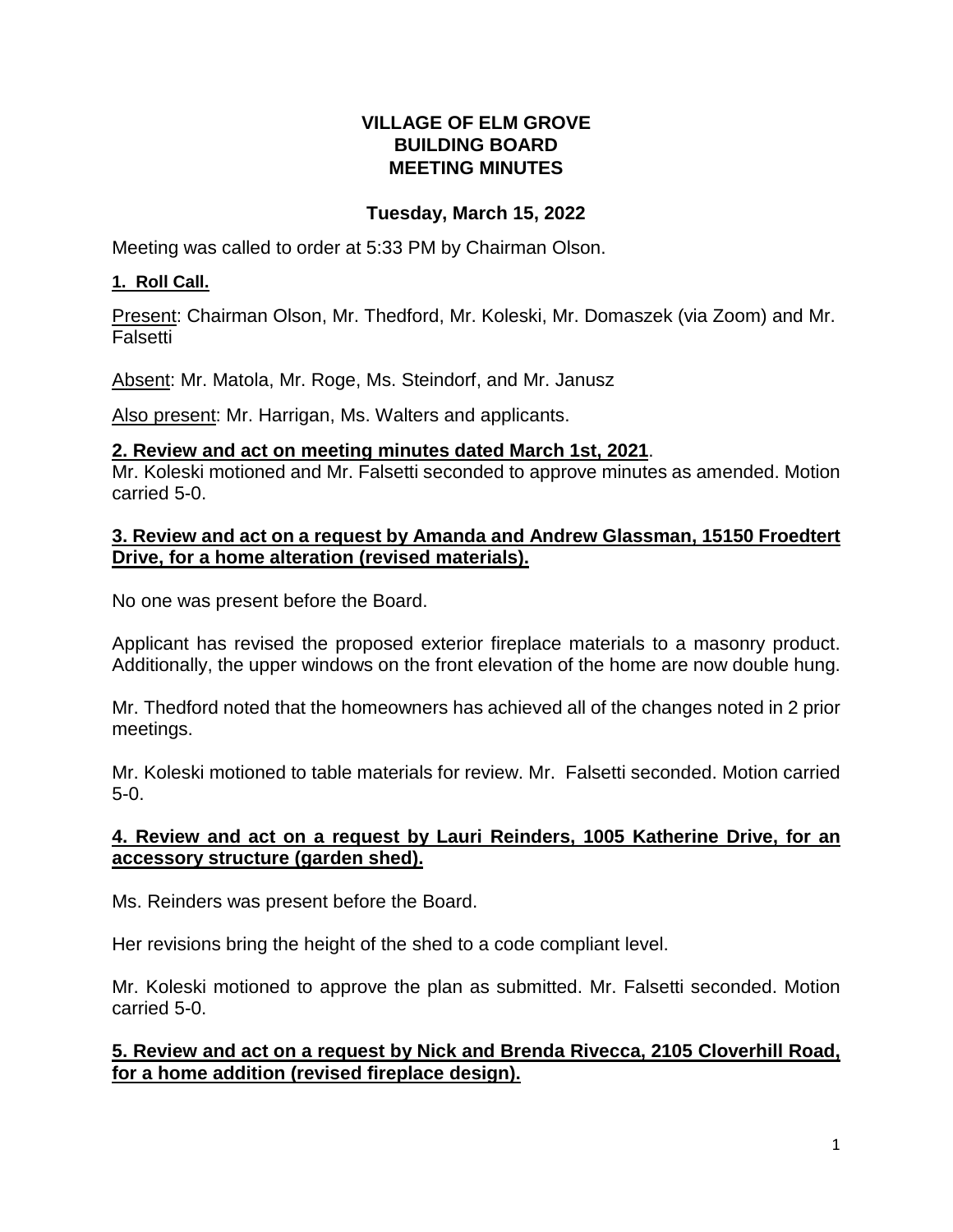# VILLAGE OF ELM GROVE
## BUILDING BOARD
## MEETING MINUTES

**Tuesday, March 15, 2022**

Meeting was called to order at 5:33 PM by Chairman Olson.

**1. Roll Call.**

Present: Chairman Olson, Mr. Thedford, Mr. Koleski, Mr. Domaszek (via Zoom) and Mr. Falsetti

Absent: Mr. Matola, Mr. Roge, Ms. Steindorf, and Mr. Janusz

Also present: Mr. Harrigan, Ms. Walters and applicants.

**2. Review and act on meeting minutes dated March 1st, 2021**.

Mr. Koleski motioned and Mr. Falsetti seconded to approve minutes as amended. Motion carried 5-0.

**3. Review and act on a request by Amanda and Andrew Glassman, 15150 Froedtert Drive, for a home alteration (revised materials).**

No one was present before the Board.

Applicant has revised the proposed exterior fireplace materials to a masonry product. Additionally, the upper windows on the front elevation of the home are now double hung.

Mr. Thedford noted that the homeowners has achieved all of the changes noted in 2 prior meetings.

Mr. Koleski motioned to table materials for review. Mr. Falsetti seconded. Motion carried 5-0.

**4. Review and act on a request by Lauri Reinders, 1005 Katherine Drive, for an accessory structure (garden shed).**

Ms. Reinders was present before the Board.

Her revisions bring the height of the shed to a code compliant level.

Mr. Koleski motioned to approve the plan as submitted. Mr. Falsetti seconded. Motion carried 5-0.

**5. Review and act on a request by Nick and Brenda Rivecca, 2105 Cloverhill Road, for a home addition (revised fireplace design).**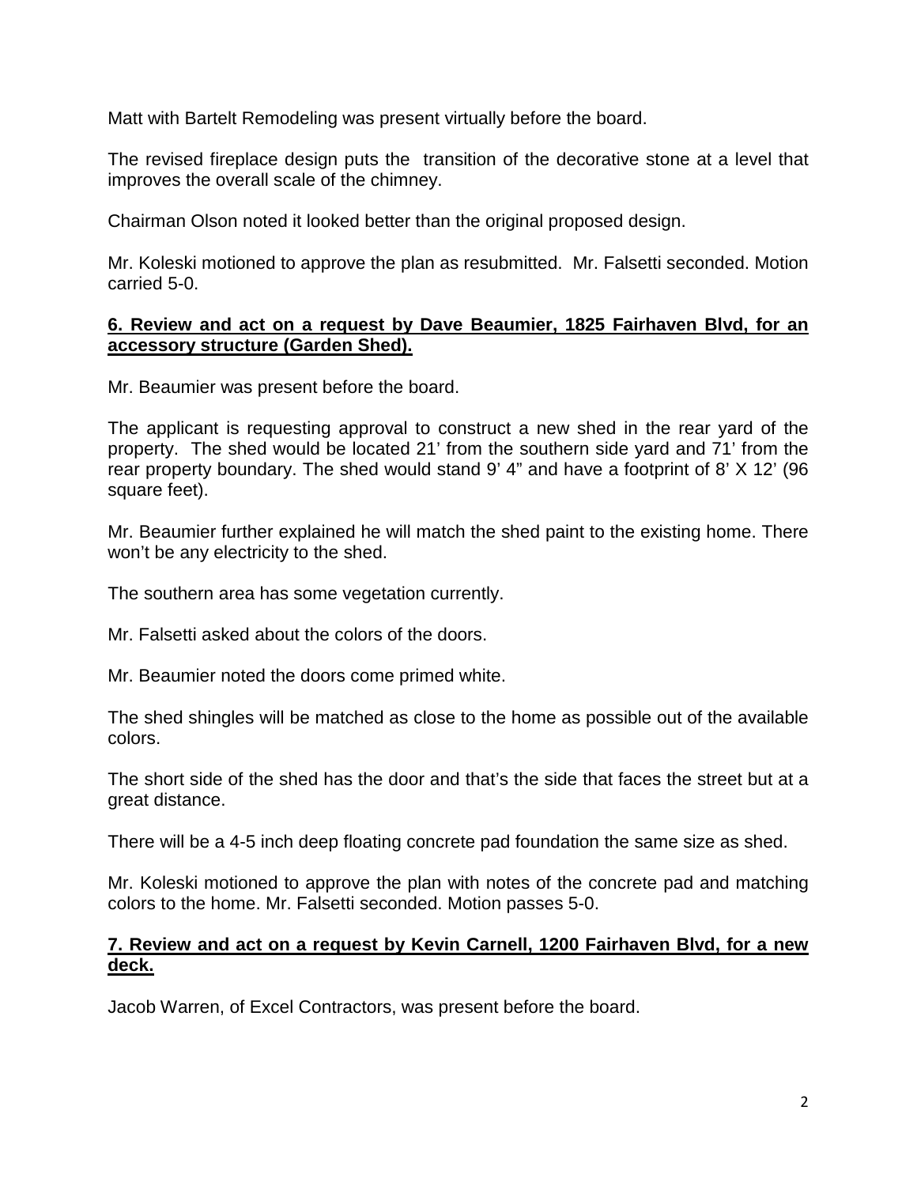Matt with Bartelt Remodeling was present virtually before the board.

The revised fireplace design puts the transition of the decorative stone at a level that improves the overall scale of the chimney.

Chairman Olson noted it looked better than the original proposed design.

Mr. Koleski motioned to approve the plan as resubmitted. Mr. Falsetti seconded. Motion carried 5-0.

**6. Review and act on a request by Dave Beaumier, 1825 Fairhaven Blvd, for an accessory structure (Garden Shed).**

Mr. Beaumier was present before the board.

The applicant is requesting approval to construct a new shed in the rear yard of the property. The shed would be located 21' from the southern side yard and 71' from the rear property boundary. The shed would stand 9' 4" and have a footprint of 8' X 12' (96 square feet).

Mr. Beaumier further explained he will match the shed paint to the existing home. There won't be any electricity to the shed.

The southern area has some vegetation currently.

Mr. Falsetti asked about the colors of the doors.

Mr. Beaumier noted the doors come primed white.

The shed shingles will be matched as close to the home as possible out of the available colors.

The short side of the shed has the door and that's the side that faces the street but at a great distance.

There will be a 4-5 inch deep floating concrete pad foundation the same size as shed.

Mr. Koleski motioned to approve the plan with notes of the concrete pad and matching colors to the home. Mr. Falsetti seconded. Motion passes 5-0.

**7. Review and act on a request by Kevin Carnell, 1200 Fairhaven Blvd, for a new deck.**

Jacob Warren, of Excel Contractors, was present before the board.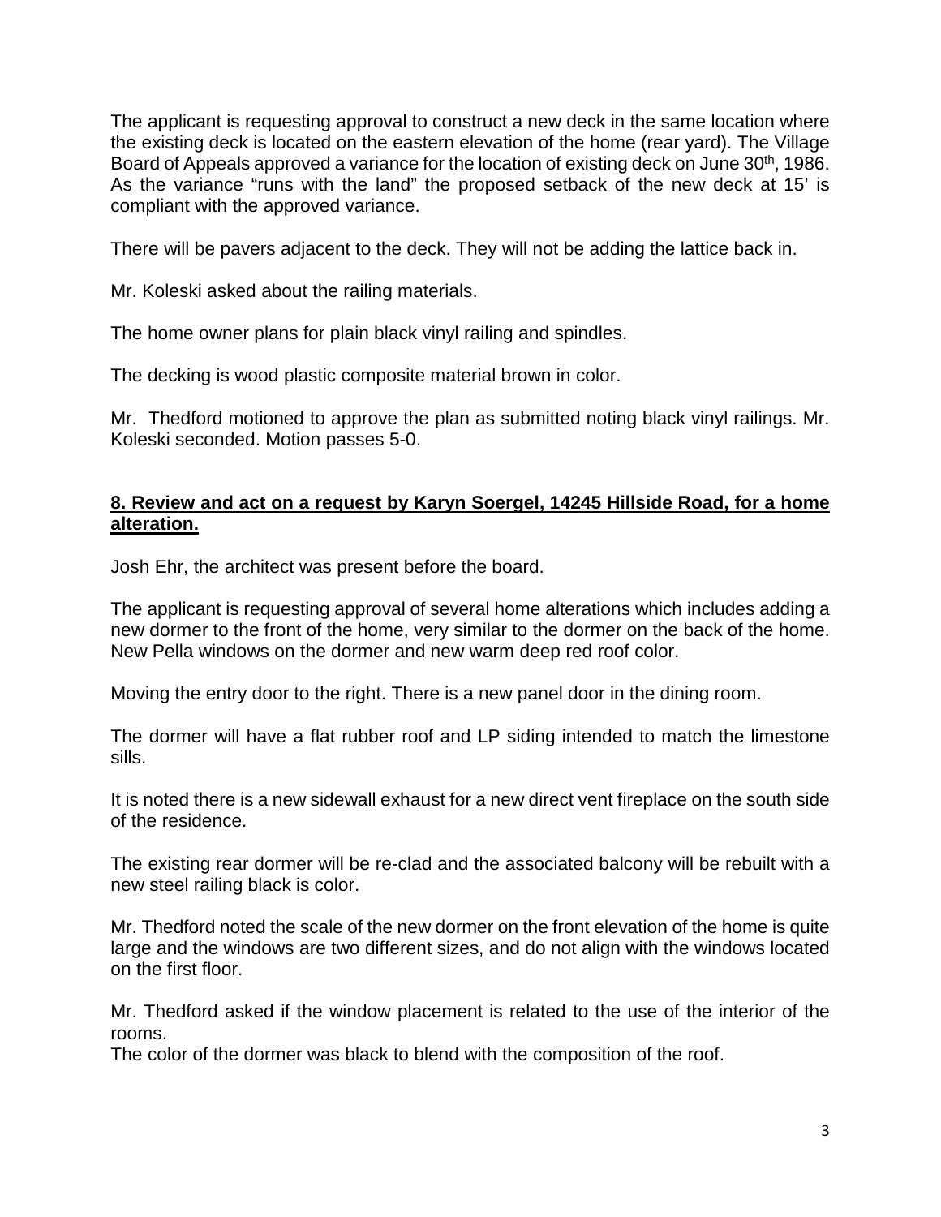The applicant is requesting approval to construct a new deck in the same location where the existing deck is located on the eastern elevation of the home (rear yard). The Village Board of Appeals approved a variance for the location of existing deck on June 30th, 1986. As the variance "runs with the land" the proposed setback of the new deck at 15' is compliant with the approved variance.

There will be pavers adjacent to the deck. They will not be adding the lattice back in.

Mr. Koleski asked about the railing materials.

The home owner plans for plain black vinyl railing and spindles.

The decking is wood plastic composite material brown in color.

Mr. Thedford motioned to approve the plan as submitted noting black vinyl railings. Mr. Koleski seconded. Motion passes 5-0.

**8. Review and act on a request by Karyn Soergel, 14245 Hillside Road, for a home alteration.**

Josh Ehr, the architect was present before the board.

The applicant is requesting approval of several home alterations which includes adding a new dormer to the front of the home, very similar to the dormer on the back of the home. New Pella windows on the dormer and new warm deep red roof color.

Moving the entry door to the right. There is a new panel door in the dining room.

The dormer will have a flat rubber roof and LP siding intended to match the limestone sills.

It is noted there is a new sidewall exhaust for a new direct vent fireplace on the south side of the residence.

The existing rear dormer will be re-clad and the associated balcony will be rebuilt with a new steel railing black is color.

Mr. Thedford noted the scale of the new dormer on the front elevation of the home is quite large and the windows are two different sizes, and do not align with the windows located on the first floor.

Mr. Thedford asked if the window placement is related to the use of the interior of the rooms.
The color of the dormer was black to blend with the composition of the roof.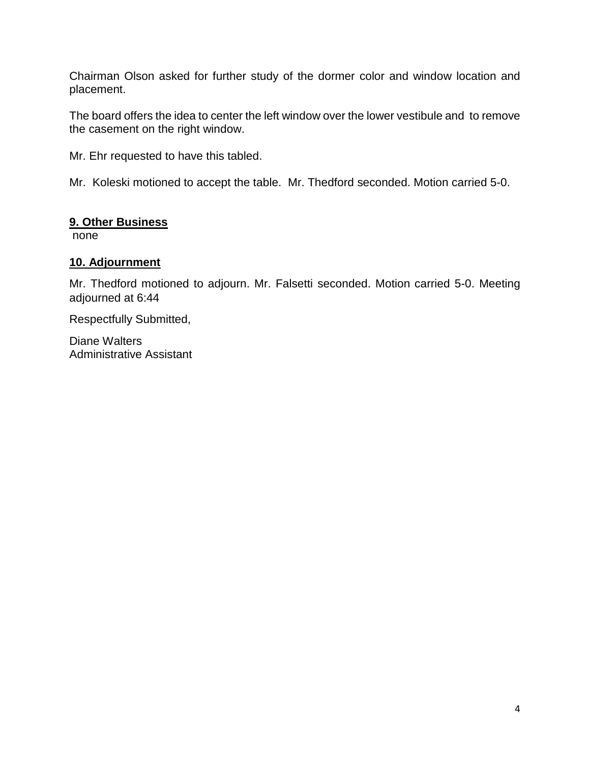Chairman Olson asked for further study of the dormer color and window location and placement.

The board offers the idea to center the left window over the lower vestibule and to remove the casement on the right window.

Mr. Ehr requested to have this tabled.

Mr. Koleski motioned to accept the table. Mr. Thedford seconded. Motion carried 5-0.

## **9. Other Business**

none

## **10. Adjournment**

Mr. Thedford motioned to adjourn. Mr. Falsetti seconded. Motion carried 5-0. Meeting adjourned at 6:44

Respectfully Submitted,

Diane Walters
Administrative Assistant